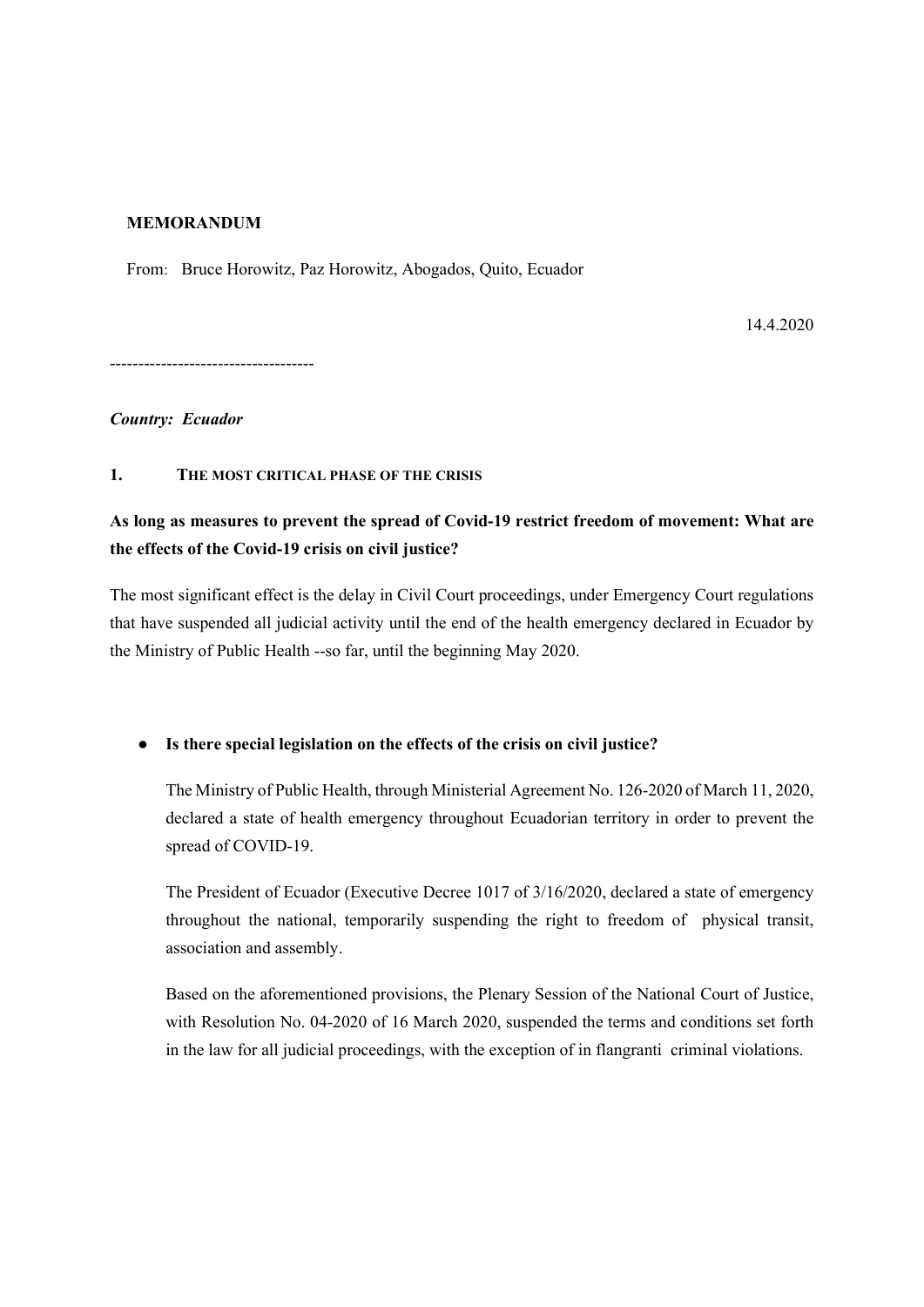**MEMORANDUM**

From: Bruce Horowitz, Paz Horowitz, Abogados, Quito, Ecuador

14.4.2020

------------------------------------

***Country: Ecuador***

## 1. THE MOST CRITICAL PHASE OF THE CRISIS

**As long as measures to prevent the spread of Covid-19 restrict freedom of movement: What are the effects of the Covid-19 crisis on civil justice?**

The most significant effect is the delay in Civil Court proceedings, under Emergency Court regulations that have suspended all judicial activity until the end of the health emergency declared in Ecuador by the Ministry of Public Health --so far, until the beginning May 2020.

- **Is there special legislation on the effects of the crisis on civil justice?**

  The Ministry of Public Health, through Ministerial Agreement No. 126-2020 of March 11, 2020, declared a state of health emergency throughout Ecuadorian territory in order to prevent the spread of COVID-19.

  The President of Ecuador (Executive Decree 1017 of 3/16/2020, declared a state of emergency throughout the national, temporarily suspending the right to freedom of physical transit, association and assembly.

  Based on the aforementioned provisions, the Plenary Session of the National Court of Justice, with Resolution No. 04-2020 of 16 March 2020, suspended the terms and conditions set forth in the law for all judicial proceedings, with the exception of in flangranti criminal violations.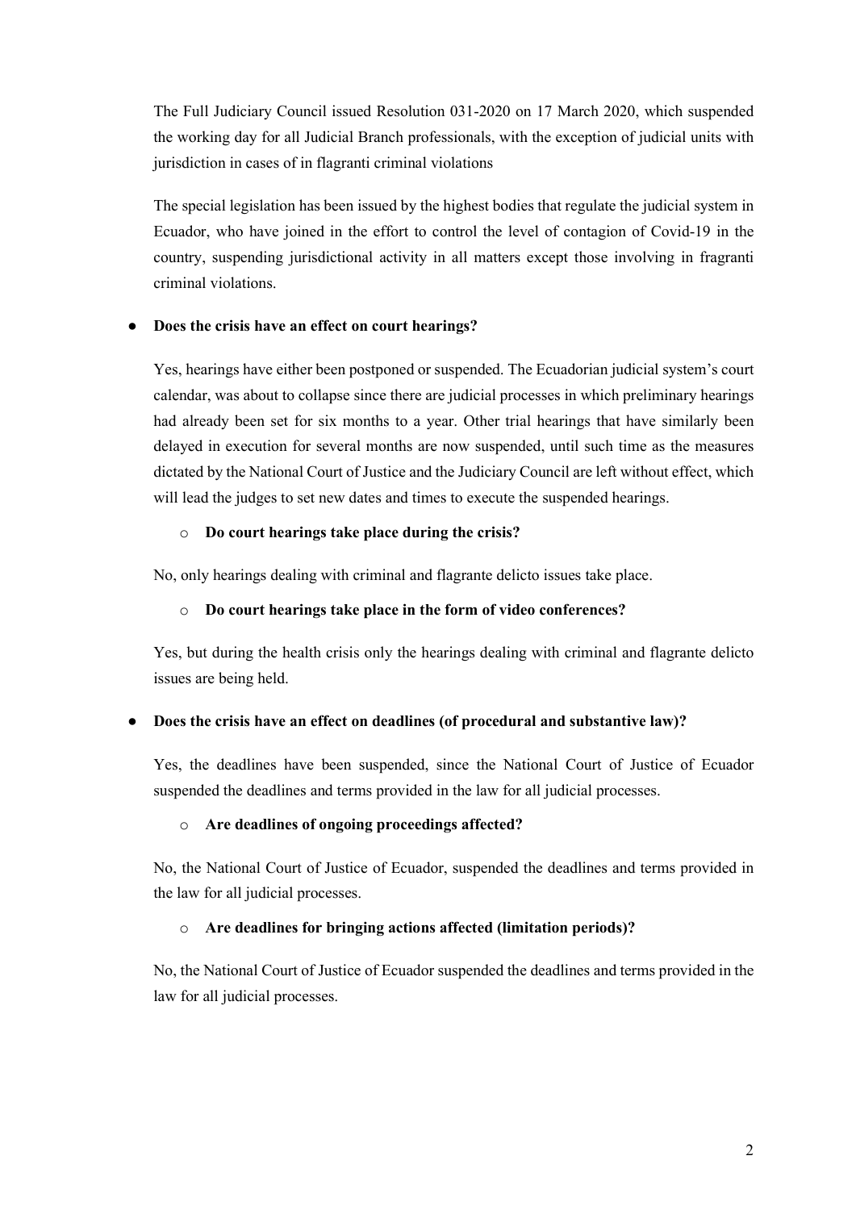The Full Judiciary Council issued Resolution 031-2020 on 17 March 2020, which suspended the working day for all Judicial Branch professionals, with the exception of judicial units with jurisdiction in cases of in flagranti criminal violations

The special legislation has been issued by the highest bodies that regulate the judicial system in Ecuador, who have joined in the effort to control the level of contagion of Covid-19 in the country, suspending jurisdictional activity in all matters except those involving in fragranti criminal violations.

- **Does the crisis have an effect on court hearings?**

  Yes, hearings have either been postponed or suspended. The Ecuadorian judicial system's court calendar, was about to collapse since there are judicial processes in which preliminary hearings had already been set for six months to a year. Other trial hearings that have similarly been delayed in execution for several months are now suspended, until such time as the measures dictated by the National Court of Justice and the Judiciary Council are left without effect, which will lead the judges to set new dates and times to execute the suspended hearings.

  - **Do court hearings take place during the crisis?**

  No, only hearings dealing with criminal and flagrante delicto issues take place.

  - **Do court hearings take place in the form of video conferences?**

  Yes, but during the health crisis only the hearings dealing with criminal and flagrante delicto issues are being held.

- **Does the crisis have an effect on deadlines (of procedural and substantive law)?**

  Yes, the deadlines have been suspended, since the National Court of Justice of Ecuador suspended the deadlines and terms provided in the law for all judicial processes.

  - **Are deadlines of ongoing proceedings affected?**

  No, the National Court of Justice of Ecuador, suspended the deadlines and terms provided in the law for all judicial processes.

  - **Are deadlines for bringing actions affected (limitation periods)?**

  No, the National Court of Justice of Ecuador suspended the deadlines and terms provided in the law for all judicial processes.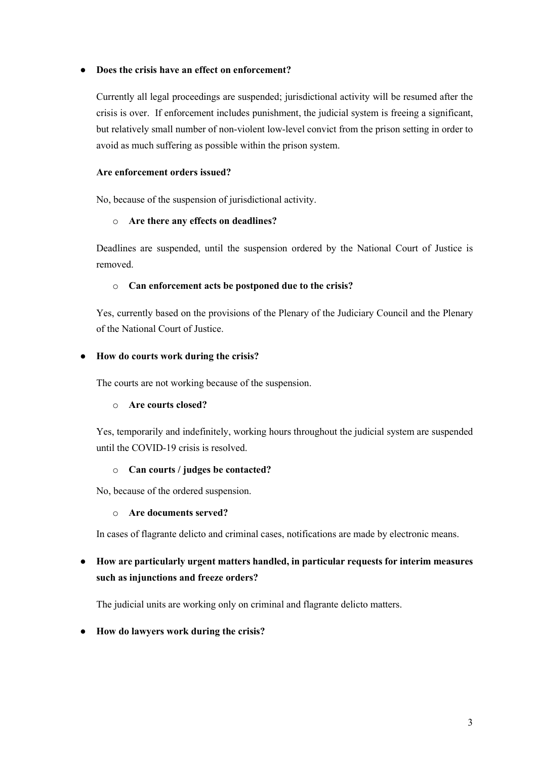- **Does the crisis have an effect on enforcement?**

  Currently all legal proceedings are suspended; jurisdictional activity will be resumed after the crisis is over. If enforcement includes punishment, the judicial system is freeing a significant, but relatively small number of non-violent low-level convict from the prison setting in order to avoid as much suffering as possible within the prison system.

  **Are enforcement orders issued?**

  No, because of the suspension of jurisdictional activity.

  - **Are there any effects on deadlines?**

  Deadlines are suspended, until the suspension ordered by the National Court of Justice is removed.

  - **Can enforcement acts be postponed due to the crisis?**

  Yes, currently based on the provisions of the Plenary of the Judiciary Council and the Plenary of the National Court of Justice.

- **How do courts work during the crisis?**

  The courts are not working because of the suspension.

  - **Are courts closed?**

  Yes, temporarily and indefinitely, working hours throughout the judicial system are suspended until the COVID-19 crisis is resolved.

  - **Can courts / judges be contacted?**

  No, because of the ordered suspension.

  - **Are documents served?**

  In cases of flagrante delicto and criminal cases, notifications are made by electronic means.

- **How are particularly urgent matters handled, in particular requests for interim measures such as injunctions and freeze orders?**

  The judicial units are working only on criminal and flagrante delicto matters.

- **How do lawyers work during the crisis?**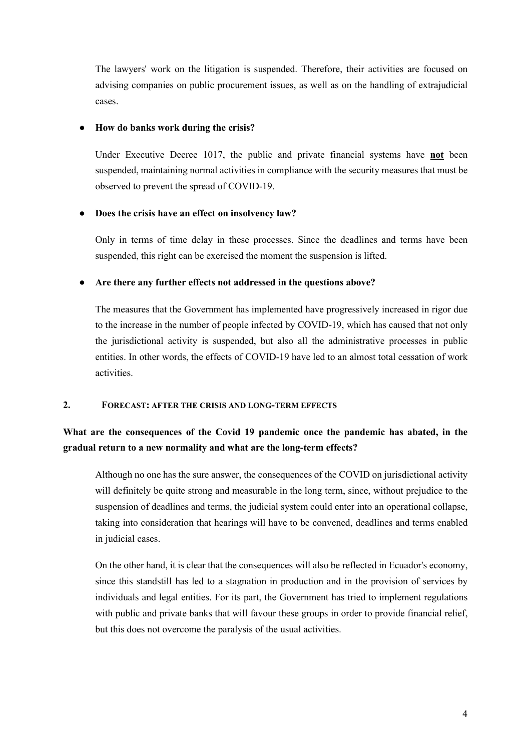The lawyers' work on the litigation is suspended. Therefore, their activities are focused on advising companies on public procurement issues, as well as on the handling of extrajudicial cases.

- **How do banks work during the crisis?**

Under Executive Decree 1017, the public and private financial systems have **not** been suspended, maintaining normal activities in compliance with the security measures that must be observed to prevent the spread of COVID-19.

- **Does the crisis have an effect on insolvency law?**

Only in terms of time delay in these processes. Since the deadlines and terms have been suspended, this right can be exercised the moment the suspension is lifted.

- **Are there any further effects not addressed in the questions above?**

The measures that the Government has implemented have progressively increased in rigor due to the increase in the number of people infected by COVID-19, which has caused that not only the jurisdictional activity is suspended, but also all the administrative processes in public entities. In other words, the effects of COVID-19 have led to an almost total cessation of work activities.

## 2. FORECAST: AFTER THE CRISIS AND LONG-TERM EFFECTS

**What are the consequences of the Covid 19 pandemic once the pandemic has abated, in the gradual return to a new normality and what are the long-term effects?**

Although no one has the sure answer, the consequences of the COVID on jurisdictional activity will definitely be quite strong and measurable in the long term, since, without prejudice to the suspension of deadlines and terms, the judicial system could enter into an operational collapse, taking into consideration that hearings will have to be convened, deadlines and terms enabled in judicial cases.

On the other hand, it is clear that the consequences will also be reflected in Ecuador's economy, since this standstill has led to a stagnation in production and in the provision of services by individuals and legal entities. For its part, the Government has tried to implement regulations with public and private banks that will favour these groups in order to provide financial relief, but this does not overcome the paralysis of the usual activities.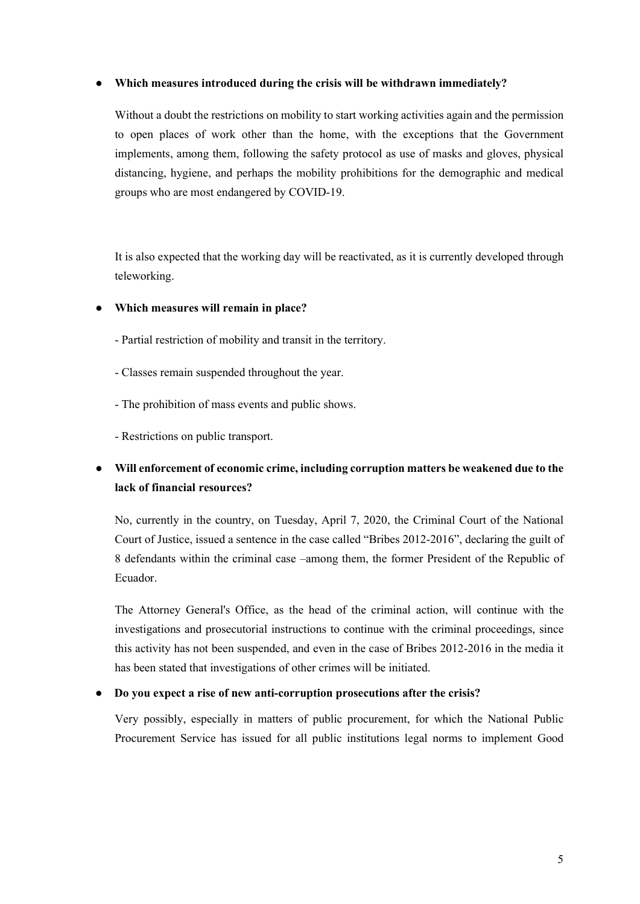- **Which measures introduced during the crisis will be withdrawn immediately?**

  Without a doubt the restrictions on mobility to start working activities again and the permission to open places of work other than the home, with the exceptions that the Government implements, among them, following the safety protocol as use of masks and gloves, physical distancing, hygiene, and perhaps the mobility prohibitions for the demographic and medical groups who are most endangered by COVID-19.

  It is also expected that the working day will be reactivated, as it is currently developed through teleworking.

- **Which measures will remain in place?**

  - Partial restriction of mobility and transit in the territory.

  - Classes remain suspended throughout the year.

  - The prohibition of mass events and public shows.

  - Restrictions on public transport.

- **Will enforcement of economic crime, including corruption matters be weakened due to the lack of financial resources?**

  No, currently in the country, on Tuesday, April 7, 2020, the Criminal Court of the National Court of Justice, issued a sentence in the case called "Bribes 2012-2016", declaring the guilt of 8 defendants within the criminal case –among them, the former President of the Republic of Ecuador.

  The Attorney General's Office, as the head of the criminal action, will continue with the investigations and prosecutorial instructions to continue with the criminal proceedings, since this activity has not been suspended, and even in the case of Bribes 2012-2016 in the media it has been stated that investigations of other crimes will be initiated.

- **Do you expect a rise of new anti-corruption prosecutions after the crisis?**

  Very possibly, especially in matters of public procurement, for which the National Public Procurement Service has issued for all public institutions legal norms to implement Good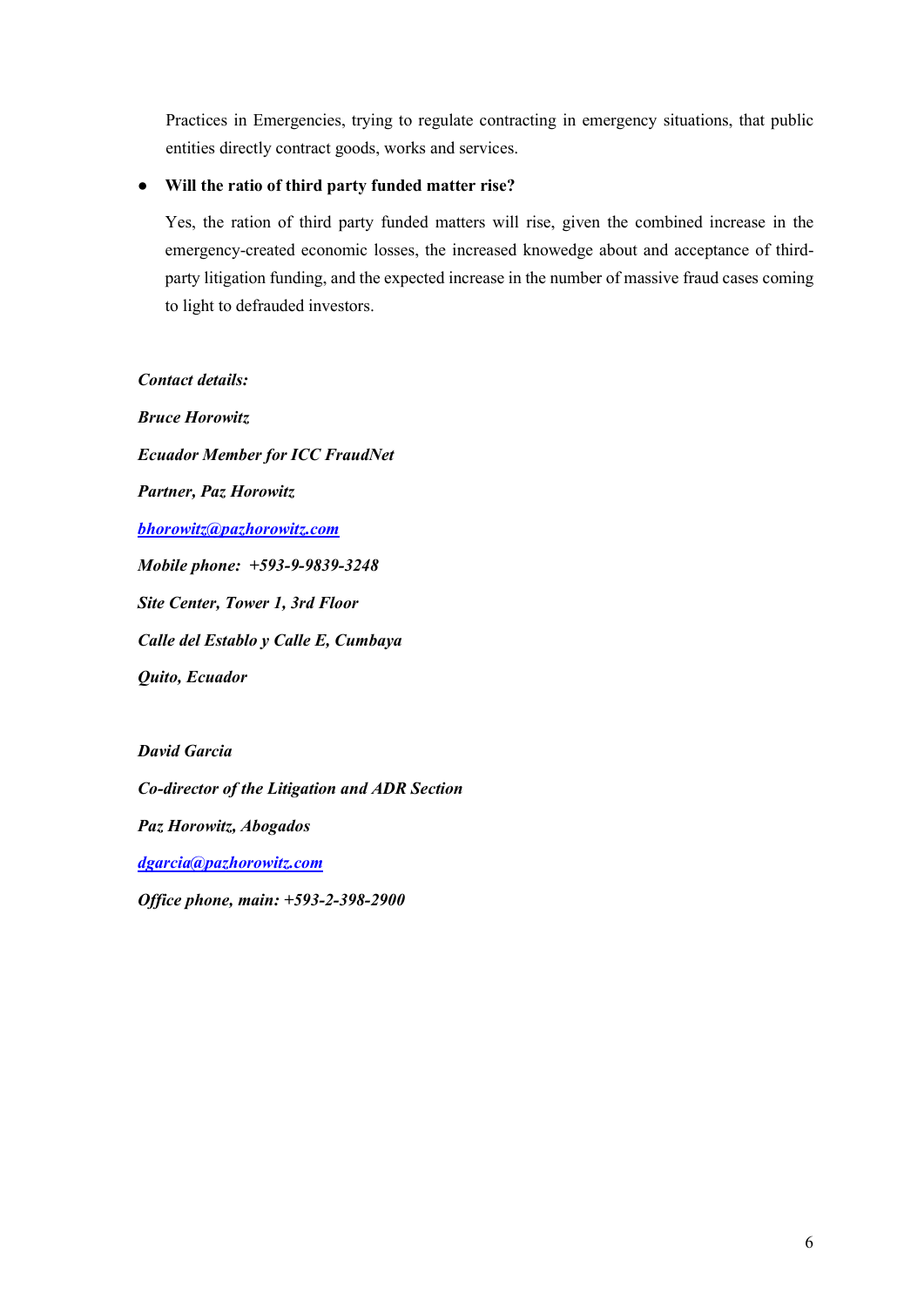Practices in Emergencies, trying to regulate contracting in emergency situations, that public entities directly contract goods, works and services.

- **Will the ratio of third party funded matter rise?**

  Yes, the ration of third party funded matters will rise, given the combined increase in the emergency-created economic losses, the increased knowedge about and acceptance of third-party litigation funding, and the expected increase in the number of massive fraud cases coming to light to defrauded investors.

***Contact details:***

***Bruce Horowitz***

***Ecuador Member for ICC FraudNet***

***Partner, Paz Horowitz***

***bhorowitz@pazhorowitz.com***

***Mobile phone: +593-9-9839-3248***

***Site Center, Tower 1, 3rd Floor***

***Calle del Establo y Calle E, Cumbaya***

***Quito, Ecuador***

***David Garcia***

***Co-director of the Litigation and ADR Section***

***Paz Horowitz, Abogados***

***dgarcia@pazhorowitz.com***

***Office phone, main: +593-2-398-2900***